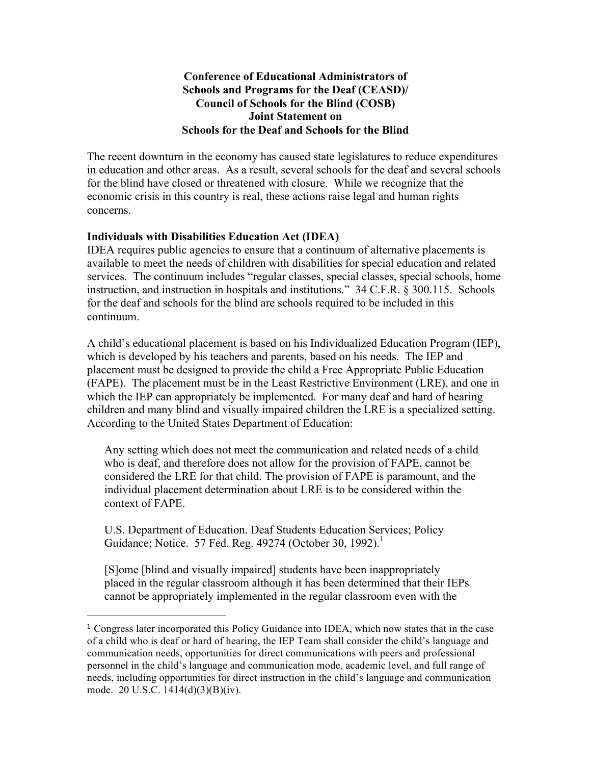**Conference of Educational Administrators of Schools and Programs for the Deaf (CEASD)/ Council of Schools for the Blind (COSB) Joint Statement on Schools for the Deaf and Schools for the Blind**

The recent downturn in the economy has caused state legislatures to reduce expenditures in education and other areas. As a result, several schools for the deaf and several schools for the blind have closed or threatened with closure. While we recognize that the economic crisis in this country is real, these actions raise legal and human rights concerns.

**Individuals with Disabilities Education Act (IDEA)**

IDEA requires public agencies to ensure that a continuum of alternative placements is available to meet the needs of children with disabilities for special education and related services. The continuum includes "regular classes, special classes, special schools, home instruction, and instruction in hospitals and institutions." 34 C.F.R. § 300.115. Schools for the deaf and schools for the blind are schools required to be included in this continuum.

A child's educational placement is based on his Individualized Education Program (IEP), which is developed by his teachers and parents, based on his needs. The IEP and placement must be designed to provide the child a Free Appropriate Public Education (FAPE). The placement must be in the Least Restrictive Environment (LRE), and one in which the IEP can appropriately be implemented. For many deaf and hard of hearing children and many blind and visually impaired children the LRE is a specialized setting. According to the United States Department of Education:

> Any setting which does not meet the communication and related needs of a child who is deaf, and therefore does not allow for the provision of FAPE, cannot be considered the LRE for that child. The provision of FAPE is paramount, and the individual placement determination about LRE is to be considered within the context of FAPE.
>
> U.S. Department of Education. Deaf Students Education Services; Policy Guidance; Notice. 57 Fed. Reg. 49274 (October 30, 1992).[1]
>
> [S]ome [blind and visually impaired] students have been inappropriately placed in the regular classroom although it has been determined that their IEPs cannot be appropriately implemented in the regular classroom even with the

---

[1] Congress later incorporated this Policy Guidance into IDEA, which now states that in the case of a child who is deaf or hard of hearing, the IEP Team shall consider the child's language and communication needs, opportunities for direct communications with peers and professional personnel in the child's language and communication mode, academic level, and full range of needs, including opportunities for direct instruction in the child's language and communication mode. 20 U.S.C. 1414(d)(3)(B)(iv).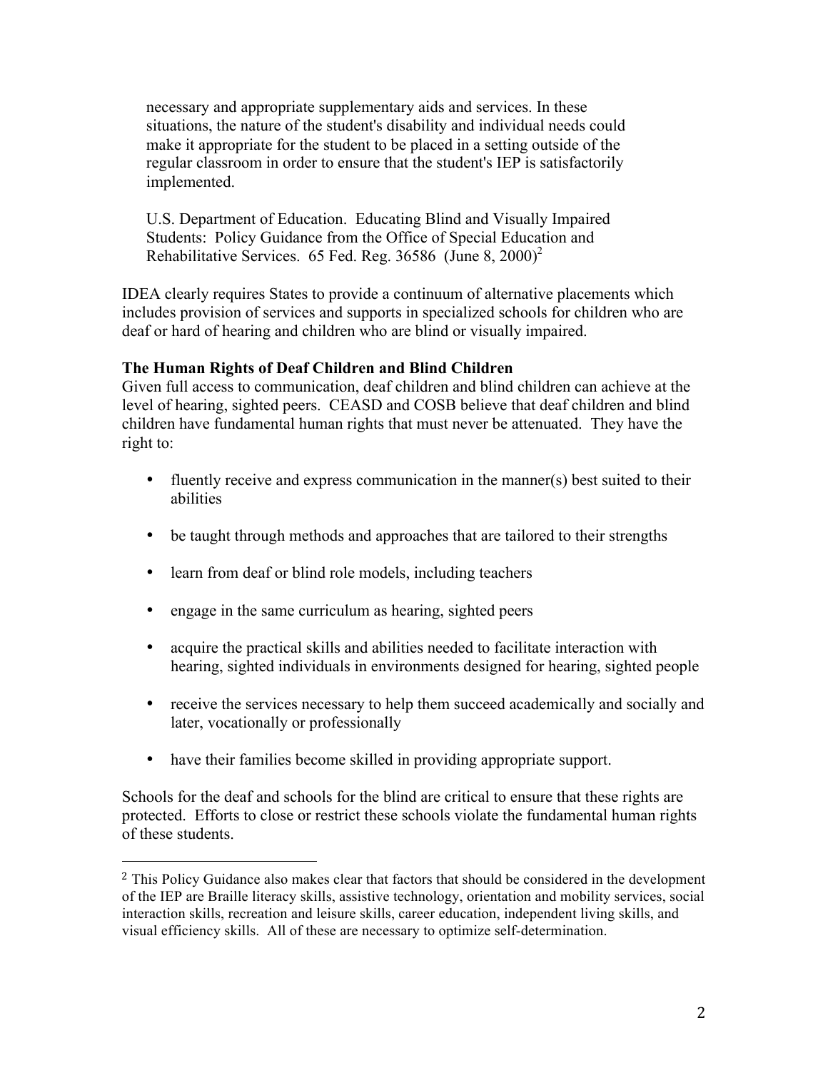> necessary and appropriate supplementary aids and services. In these situations, the nature of the student's disability and individual needs could make it appropriate for the student to be placed in a setting outside of the regular classroom in order to ensure that the student's IEP is satisfactorily implemented.
>
> U.S. Department of Education. Educating Blind and Visually Impaired Students: Policy Guidance from the Office of Special Education and Rehabilitative Services. 65 Fed. Reg. 36586 (June 8, 2000)[2]

IDEA clearly requires States to provide a continuum of alternative placements which includes provision of services and supports in specialized schools for children who are deaf or hard of hearing and children who are blind or visually impaired.

**The Human Rights of Deaf Children and Blind Children**

Given full access to communication, deaf children and blind children can achieve at the level of hearing, sighted peers. CEASD and COSB believe that deaf children and blind children have fundamental human rights that must never be attenuated. They have the right to:

- fluently receive and express communication in the manner(s) best suited to their abilities
- be taught through methods and approaches that are tailored to their strengths
- learn from deaf or blind role models, including teachers
- engage in the same curriculum as hearing, sighted peers
- acquire the practical skills and abilities needed to facilitate interaction with hearing, sighted individuals in environments designed for hearing, sighted people
- receive the services necessary to help them succeed academically and socially and later, vocationally or professionally
- have their families become skilled in providing appropriate support.

Schools for the deaf and schools for the blind are critical to ensure that these rights are protected. Efforts to close or restrict these schools violate the fundamental human rights of these students.

---

[2] This Policy Guidance also makes clear that factors that should be considered in the development of the IEP are Braille literacy skills, assistive technology, orientation and mobility services, social interaction skills, recreation and leisure skills, career education, independent living skills, and visual efficiency skills. All of these are necessary to optimize self-determination.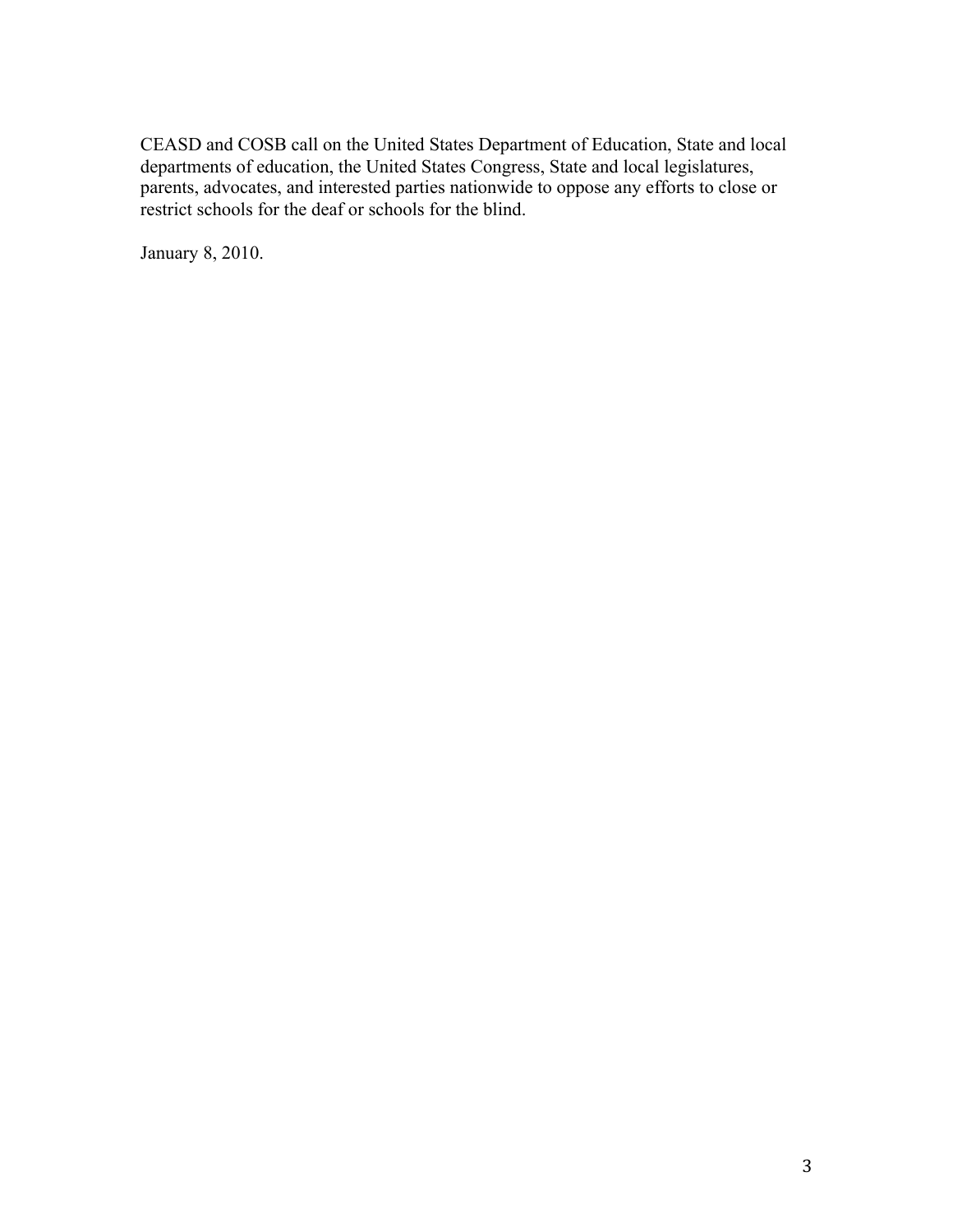CEASD and COSB call on the United States Department of Education, State and local departments of education, the United States Congress, State and local legislatures, parents, advocates, and interested parties nationwide to oppose any efforts to close or restrict schools for the deaf or schools for the blind.

January 8, 2010.